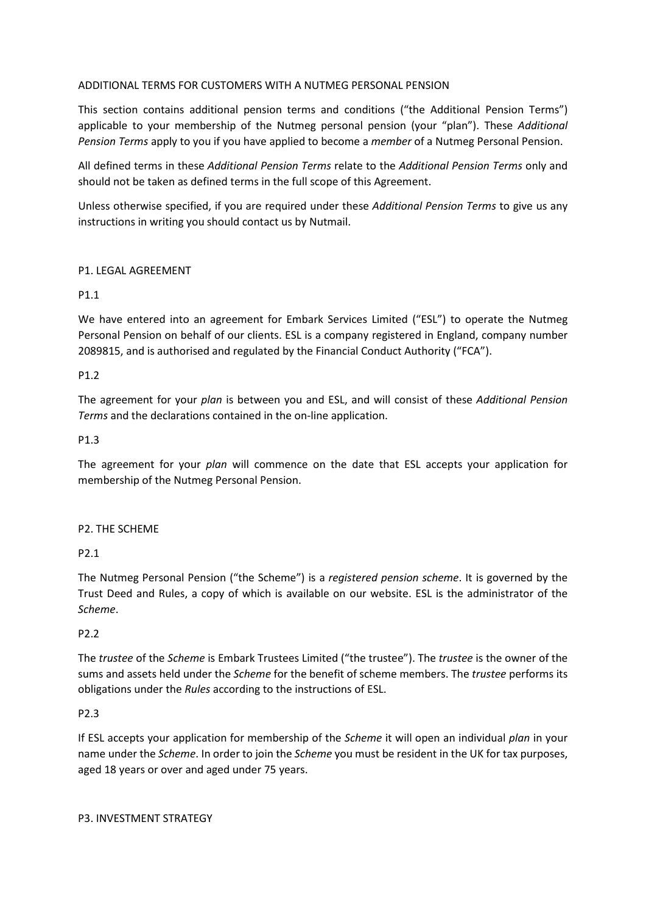# ADDITIONAL TERMS FOR CUSTOMERS WITH A NUTMEG PERSONAL PENSION

This section contains additional pension terms and conditions ("the Additional Pension Terms") applicable to your membership of the Nutmeg personal pension (your "plan"). These *Additional Pension Terms* apply to you if you have applied to become a *member* of a Nutmeg Personal Pension.

All defined terms in these *Additional Pension Terms* relate to the *Additional Pension Terms* only and should not be taken as defined terms in the full scope of this Agreement.

Unless otherwise specified, if you are required under these *Additional Pension Terms* to give us any instructions in writing you should contact us by Nutmail.

## P1. LEGAL AGREEMENT

### P1.1

We have entered into an agreement for Embark Services Limited ("ESL") to operate the Nutmeg Personal Pension on behalf of our clients. ESL is a company registered in England, company number 2089815, and is authorised and regulated by the Financial Conduct Authority ("FCA").

### P1.2

The agreement for your *plan* is between you and ESL, and will consist of these *Additional Pension Terms* and the declarations contained in the on-line application.

### P1.3

The agreement for your *plan* will commence on the date that ESL accepts your application for membership of the Nutmeg Personal Pension.

## P2. THE SCHEME

### P2.1

The Nutmeg Personal Pension ("the Scheme") is a *registered pension scheme*. It is governed by the Trust Deed and Rules, a copy of which is available on our website. ESL is the administrator of the *Scheme*.

### P2.2

The *trustee* of the *Scheme* is Embark Trustees Limited ("the trustee"). The *trustee* is the owner of the sums and assets held under the *Scheme* for the benefit of scheme members. The *trustee* performs its obligations under the *Rules* according to the instructions of ESL.

### P2.3

If ESL accepts your application for membership of the *Scheme* it will open an individual *plan* in your name under the *Scheme*. In order to join the *Scheme* you must be resident in the UK for tax purposes, aged 18 years or over and aged under 75 years.

## P3. INVESTMENT STRATEGY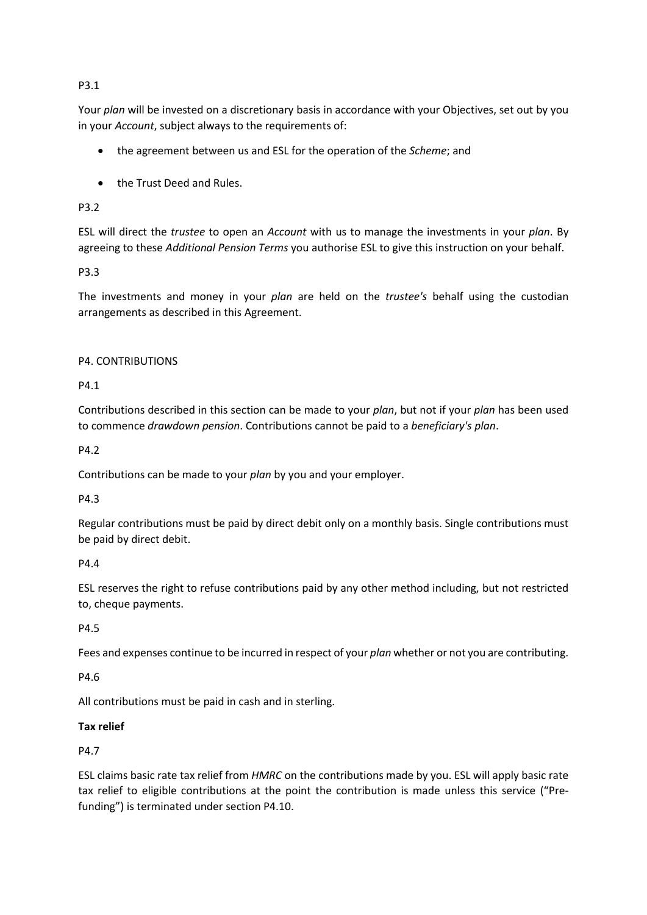P3.1

Your *plan* will be invested on a discretionary basis in accordance with your Objectives, set out by you in your *Account*, subject always to the requirements of:

- the agreement between us and ESL for the operation of the *Scheme*; and
- the Trust Deed and Rules.

P3.2

ESL will direct the *trustee* to open an *Account* with us to manage the investments in your *plan*. By agreeing to these *Additional Pension Terms* you authorise ESL to give this instruction on your behalf.

P3.3

The investments and money in your *plan* are held on the *trustee's* behalf using the custodian arrangements as described in this Agreement.

P4. CONTRIBUTIONS

P4.1

Contributions described in this section can be made to your *plan*, but not if your *plan* has been used to commence *drawdown pension*. Contributions cannot be paid to a *beneficiary's plan*.

P4.2

Contributions can be made to your *plan* by you and your employer.

P4.3

Regular contributions must be paid by direct debit only on a monthly basis. Single contributions must be paid by direct debit.

P4.4

ESL reserves the right to refuse contributions paid by any other method including, but not restricted to, cheque payments.

P4.5

Fees and expenses continue to be incurred in respect of your *plan* whether or not you are contributing.

P4.6

All contributions must be paid in cash and in sterling.

**Tax relief**

P4.7

ESL claims basic rate tax relief from *HMRC* on the contributions made by you. ESL will apply basic rate tax relief to eligible contributions at the point the contribution is made unless this service ("Pre-funding") is terminated under section P4.10.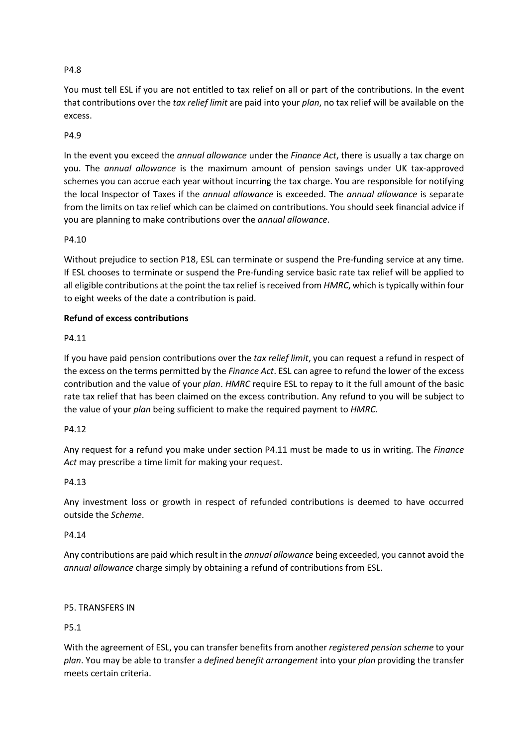P4.8

You must tell ESL if you are not entitled to tax relief on all or part of the contributions. In the event that contributions over the *tax relief limit* are paid into your *plan*, no tax relief will be available on the excess.

P4.9

In the event you exceed the *annual allowance* under the *Finance Act*, there is usually a tax charge on you. The *annual allowance* is the maximum amount of pension savings under UK tax-approved schemes you can accrue each year without incurring the tax charge. You are responsible for notifying the local Inspector of Taxes if the *annual allowance* is exceeded. The *annual allowance* is separate from the limits on tax relief which can be claimed on contributions. You should seek financial advice if you are planning to make contributions over the *annual allowance*.

P4.10

Without prejudice to section P18, ESL can terminate or suspend the Pre-funding service at any time. If ESL chooses to terminate or suspend the Pre-funding service basic rate tax relief will be applied to all eligible contributions at the point the tax relief is received from *HMRC*, which is typically within four to eight weeks of the date a contribution is paid.

**Refund of excess contributions**

P4.11

If you have paid pension contributions over the *tax relief limit*, you can request a refund in respect of the excess on the terms permitted by the *Finance Act*. ESL can agree to refund the lower of the excess contribution and the value of your *plan*. *HMRC* require ESL to repay to it the full amount of the basic rate tax relief that has been claimed on the excess contribution. Any refund to you will be subject to the value of your *plan* being sufficient to make the required payment to *HMRC.*

P4.12

Any request for a refund you make under section P4.11 must be made to us in writing. The *Finance Act* may prescribe a time limit for making your request.

P4.13

Any investment loss or growth in respect of refunded contributions is deemed to have occurred outside the *Scheme*.

P4.14

Any contributions are paid which result in the *annual allowance* being exceeded, you cannot avoid the *annual allowance* charge simply by obtaining a refund of contributions from ESL.

P5. TRANSFERS IN

P5.1

With the agreement of ESL, you can transfer benefits from another *registered pension scheme* to your *plan*. You may be able to transfer a *defined benefit arrangement* into your *plan* providing the transfer meets certain criteria.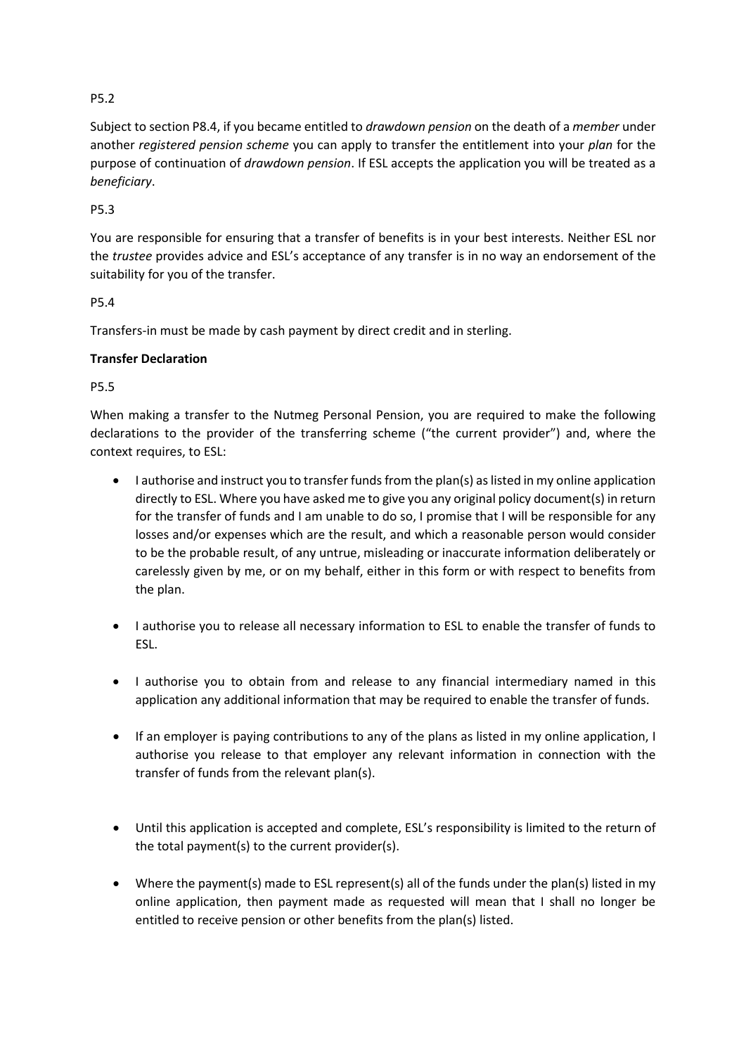P5.2

Subject to section P8.4, if you became entitled to *drawdown pension* on the death of a *member* under another *registered pension scheme* you can apply to transfer the entitlement into your *plan* for the purpose of continuation of *drawdown pension*. If ESL accepts the application you will be treated as a *beneficiary*.

P5.3

You are responsible for ensuring that a transfer of benefits is in your best interests. Neither ESL nor the *trustee* provides advice and ESL's acceptance of any transfer is in no way an endorsement of the suitability for you of the transfer.

P5.4

Transfers-in must be made by cash payment by direct credit and in sterling.

**Transfer Declaration**

P5.5

When making a transfer to the Nutmeg Personal Pension, you are required to make the following declarations to the provider of the transferring scheme ("the current provider") and, where the context requires, to ESL:

- I authorise and instruct you to transfer funds from the plan(s) as listed in my online application directly to ESL. Where you have asked me to give you any original policy document(s) in return for the transfer of funds and I am unable to do so, I promise that I will be responsible for any losses and/or expenses which are the result, and which a reasonable person would consider to be the probable result, of any untrue, misleading or inaccurate information deliberately or carelessly given by me, or on my behalf, either in this form or with respect to benefits from the plan.
- I authorise you to release all necessary information to ESL to enable the transfer of funds to ESL.
- I authorise you to obtain from and release to any financial intermediary named in this application any additional information that may be required to enable the transfer of funds.
- If an employer is paying contributions to any of the plans as listed in my online application, I authorise you release to that employer any relevant information in connection with the transfer of funds from the relevant plan(s).
- Until this application is accepted and complete, ESL's responsibility is limited to the return of the total payment(s) to the current provider(s).
- Where the payment(s) made to ESL represent(s) all of the funds under the plan(s) listed in my online application, then payment made as requested will mean that I shall no longer be entitled to receive pension or other benefits from the plan(s) listed.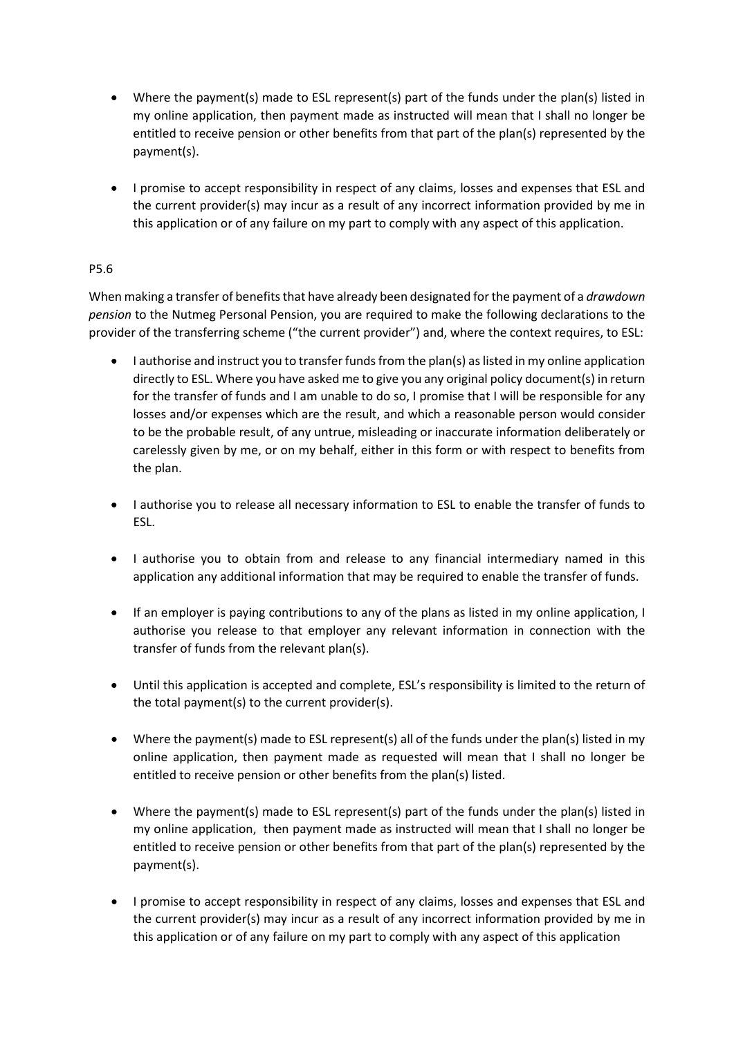- Where the payment(s) made to ESL represent(s) part of the funds under the plan(s) listed in my online application, then payment made as instructed will mean that I shall no longer be entitled to receive pension or other benefits from that part of the plan(s) represented by the payment(s).

- I promise to accept responsibility in respect of any claims, losses and expenses that ESL and the current provider(s) may incur as a result of any incorrect information provided by me in this application or of any failure on my part to comply with any aspect of this application.

P5.6

When making a transfer of benefits that have already been designated for the payment of a *drawdown pension* to the Nutmeg Personal Pension, you are required to make the following declarations to the provider of the transferring scheme ("the current provider") and, where the context requires, to ESL:

- I authorise and instruct you to transfer funds from the plan(s) as listed in my online application directly to ESL. Where you have asked me to give you any original policy document(s) in return for the transfer of funds and I am unable to do so, I promise that I will be responsible for any losses and/or expenses which are the result, and which a reasonable person would consider to be the probable result, of any untrue, misleading or inaccurate information deliberately or carelessly given by me, or on my behalf, either in this form or with respect to benefits from the plan.

- I authorise you to release all necessary information to ESL to enable the transfer of funds to ESL.

- I authorise you to obtain from and release to any financial intermediary named in this application any additional information that may be required to enable the transfer of funds.

- If an employer is paying contributions to any of the plans as listed in my online application, I authorise you release to that employer any relevant information in connection with the transfer of funds from the relevant plan(s).

- Until this application is accepted and complete, ESL's responsibility is limited to the return of the total payment(s) to the current provider(s).

- Where the payment(s) made to ESL represent(s) all of the funds under the plan(s) listed in my online application, then payment made as requested will mean that I shall no longer be entitled to receive pension or other benefits from the plan(s) listed.

- Where the payment(s) made to ESL represent(s) part of the funds under the plan(s) listed in my online application, then payment made as instructed will mean that I shall no longer be entitled to receive pension or other benefits from that part of the plan(s) represented by the payment(s).

- I promise to accept responsibility in respect of any claims, losses and expenses that ESL and the current provider(s) may incur as a result of any incorrect information provided by me in this application or of any failure on my part to comply with any aspect of this application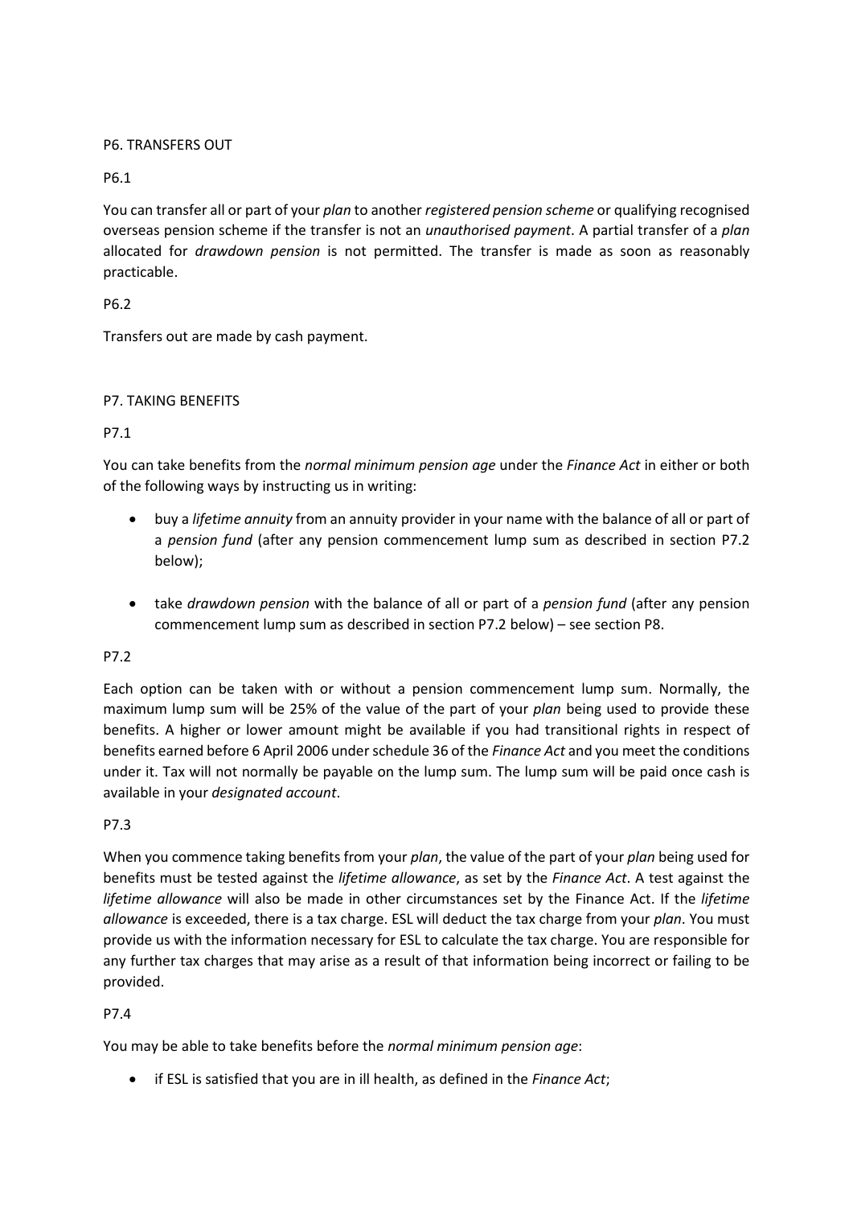## P6. TRANSFERS OUT

P6.1

You can transfer all or part of your *plan* to another *registered pension scheme* or qualifying recognised overseas pension scheme if the transfer is not an *unauthorised payment*. A partial transfer of a *plan* allocated for *drawdown pension* is not permitted. The transfer is made as soon as reasonably practicable.

P6.2

Transfers out are made by cash payment.

## P7. TAKING BENEFITS

P7.1

You can take benefits from the *normal minimum pension age* under the *Finance Act* in either or both of the following ways by instructing us in writing:

- buy a *lifetime annuity* from an annuity provider in your name with the balance of all or part of a *pension fund* (after any pension commencement lump sum as described in section P7.2 below);
- take *drawdown pension* with the balance of all or part of a *pension fund* (after any pension commencement lump sum as described in section P7.2 below) – see section P8.

P7.2

Each option can be taken with or without a pension commencement lump sum. Normally, the maximum lump sum will be 25% of the value of the part of your *plan* being used to provide these benefits. A higher or lower amount might be available if you had transitional rights in respect of benefits earned before 6 April 2006 under schedule 36 of the *Finance Act* and you meet the conditions under it. Tax will not normally be payable on the lump sum. The lump sum will be paid once cash is available in your *designated account*.

P7.3

When you commence taking benefits from your *plan*, the value of the part of your *plan* being used for benefits must be tested against the *lifetime allowance*, as set by the *Finance Act*. A test against the *lifetime allowance* will also be made in other circumstances set by the Finance Act. If the *lifetime allowance* is exceeded, there is a tax charge. ESL will deduct the tax charge from your *plan*. You must provide us with the information necessary for ESL to calculate the tax charge. You are responsible for any further tax charges that may arise as a result of that information being incorrect or failing to be provided.

P7.4

You may be able to take benefits before the *normal minimum pension age*:

- if ESL is satisfied that you are in ill health, as defined in the *Finance Act*;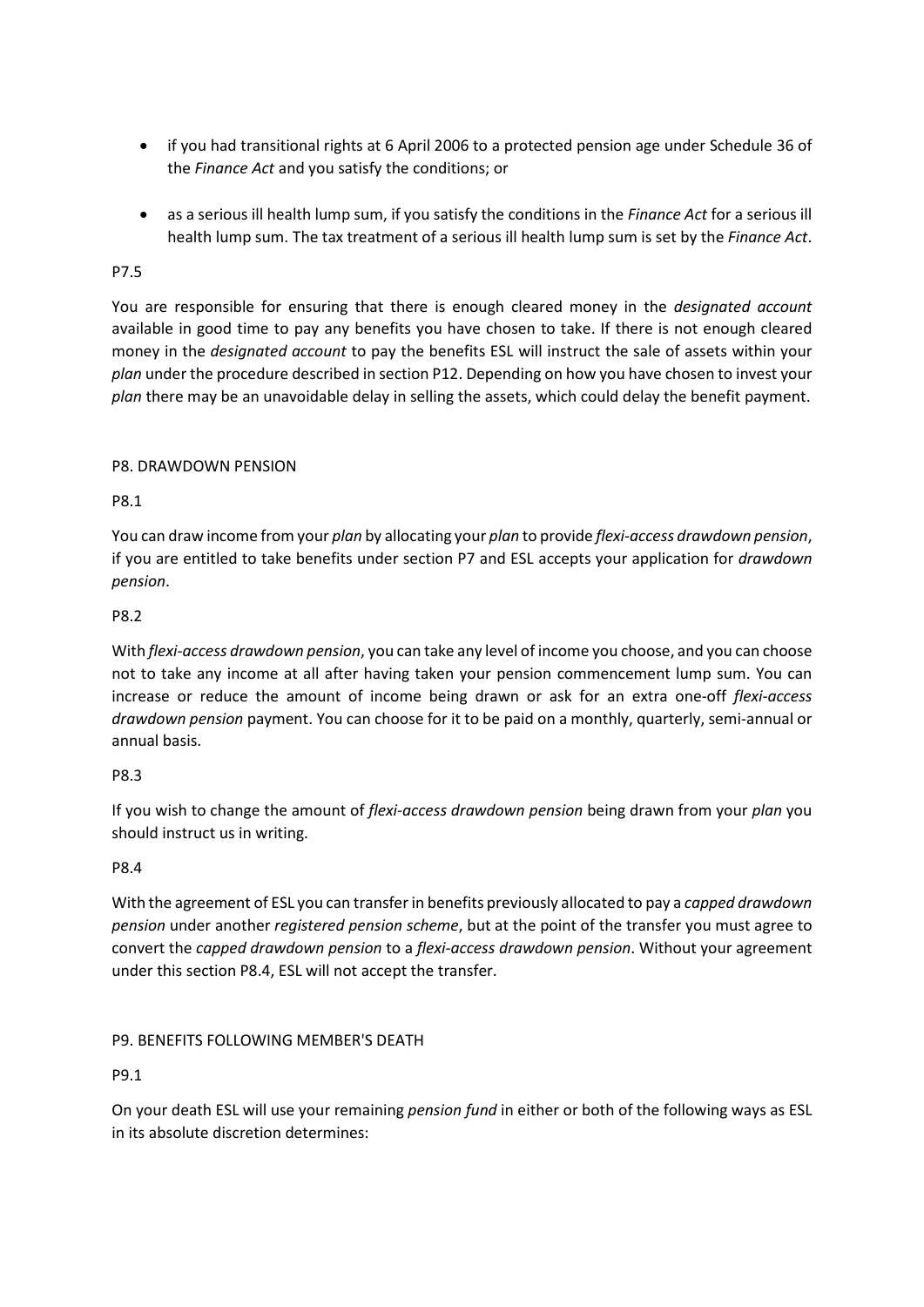- if you had transitional rights at 6 April 2006 to a protected pension age under Schedule 36 of the *Finance Act* and you satisfy the conditions; or
- as a serious ill health lump sum, if you satisfy the conditions in the *Finance Act* for a serious ill health lump sum. The tax treatment of a serious ill health lump sum is set by the *Finance Act*.

P7.5

You are responsible for ensuring that there is enough cleared money in the *designated account* available in good time to pay any benefits you have chosen to take. If there is not enough cleared money in the *designated account* to pay the benefits ESL will instruct the sale of assets within your *plan* under the procedure described in section P12. Depending on how you have chosen to invest your *plan* there may be an unavoidable delay in selling the assets, which could delay the benefit payment.

## P8. DRAWDOWN PENSION

P8.1

You can draw income from your *plan* by allocating your *plan* to provide *flexi-access drawdown pension*, if you are entitled to take benefits under section P7 and ESL accepts your application for *drawdown pension*.

P8.2

With *flexi-access drawdown pension*, you can take any level of income you choose, and you can choose not to take any income at all after having taken your pension commencement lump sum. You can increase or reduce the amount of income being drawn or ask for an extra one-off *flexi-access drawdown pension* payment. You can choose for it to be paid on a monthly, quarterly, semi-annual or annual basis.

P8.3

If you wish to change the amount of *flexi-access drawdown pension* being drawn from your *plan* you should instruct us in writing.

P8.4

With the agreement of ESL you can transfer in benefits previously allocated to pay a *capped drawdown pension* under another *registered pension scheme*, but at the point of the transfer you must agree to convert the *capped drawdown pension* to a *flexi-access drawdown pension*. Without your agreement under this section P8.4, ESL will not accept the transfer.

## P9. BENEFITS FOLLOWING MEMBER'S DEATH

P9.1

On your death ESL will use your remaining *pension fund* in either or both of the following ways as ESL in its absolute discretion determines: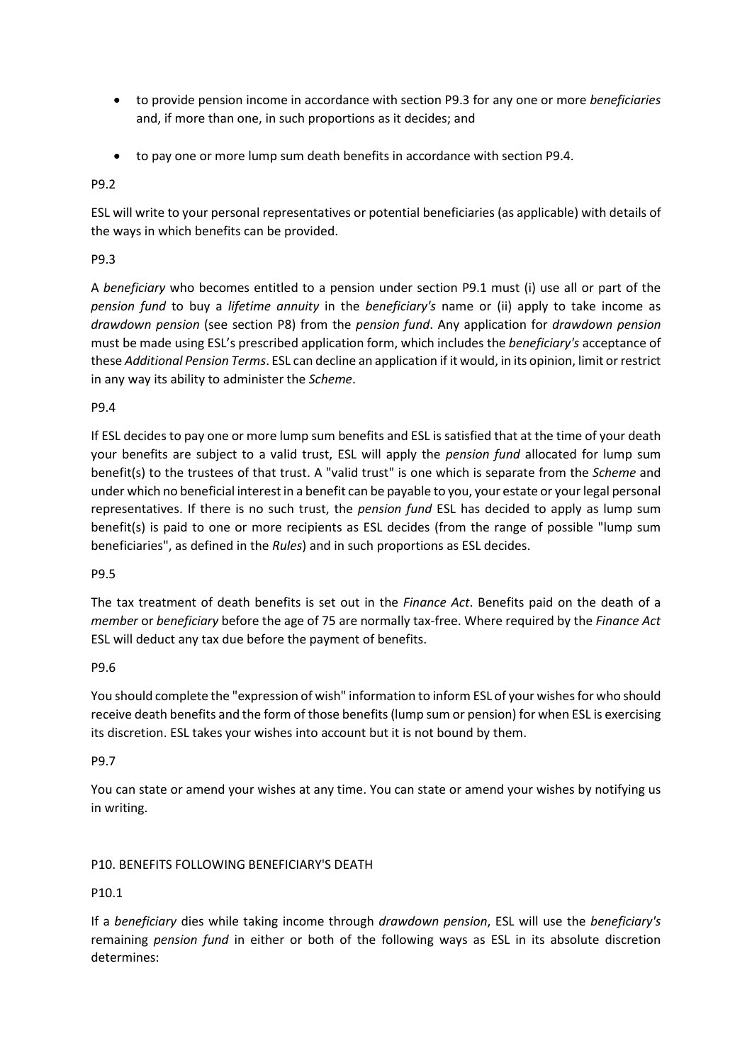- to provide pension income in accordance with section P9.3 for any one or more *beneficiaries* and, if more than one, in such proportions as it decides; and
- to pay one or more lump sum death benefits in accordance with section P9.4.

P9.2

ESL will write to your personal representatives or potential beneficiaries (as applicable) with details of the ways in which benefits can be provided.

P9.3

A *beneficiary* who becomes entitled to a pension under section P9.1 must (i) use all or part of the *pension fund* to buy a *lifetime annuity* in the *beneficiary's* name or (ii) apply to take income as *drawdown pension* (see section P8) from the *pension fund*. Any application for *drawdown pension* must be made using ESL's prescribed application form, which includes the *beneficiary's* acceptance of these *Additional Pension Terms*. ESL can decline an application if it would, in its opinion, limit or restrict in any way its ability to administer the *Scheme*.

P9.4

If ESL decides to pay one or more lump sum benefits and ESL is satisfied that at the time of your death your benefits are subject to a valid trust, ESL will apply the *pension fund* allocated for lump sum benefit(s) to the trustees of that trust. A "valid trust" is one which is separate from the *Scheme* and under which no beneficial interest in a benefit can be payable to you, your estate or your legal personal representatives. If there is no such trust, the *pension fund* ESL has decided to apply as lump sum benefit(s) is paid to one or more recipients as ESL decides (from the range of possible "lump sum beneficiaries", as defined in the *Rules*) and in such proportions as ESL decides.

P9.5

The tax treatment of death benefits is set out in the *Finance Act*. Benefits paid on the death of a *member* or *beneficiary* before the age of 75 are normally tax-free. Where required by the *Finance Act* ESL will deduct any tax due before the payment of benefits.

P9.6

You should complete the "expression of wish" information to inform ESL of your wishes for who should receive death benefits and the form of those benefits (lump sum or pension) for when ESL is exercising its discretion. ESL takes your wishes into account but it is not bound by them.

P9.7

You can state or amend your wishes at any time. You can state or amend your wishes by notifying us in writing.

## P10. BENEFITS FOLLOWING BENEFICIARY'S DEATH

P10.1

If a *beneficiary* dies while taking income through *drawdown pension*, ESL will use the *beneficiary's* remaining *pension fund* in either or both of the following ways as ESL in its absolute discretion determines: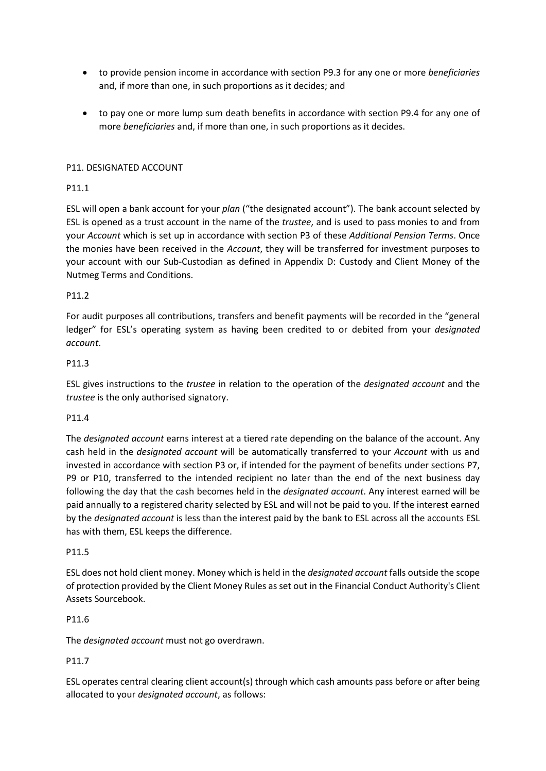- to provide pension income in accordance with section P9.3 for any one or more *beneficiaries* and, if more than one, in such proportions as it decides; and
- to pay one or more lump sum death benefits in accordance with section P9.4 for any one of more *beneficiaries* and, if more than one, in such proportions as it decides.

## P11. DESIGNATED ACCOUNT

P11.1

ESL will open a bank account for your *plan* ("the designated account"). The bank account selected by ESL is opened as a trust account in the name of the *trustee*, and is used to pass monies to and from your *Account* which is set up in accordance with section P3 of these *Additional Pension Terms*. Once the monies have been received in the *Account*, they will be transferred for investment purposes to your account with our Sub-Custodian as defined in Appendix D: Custody and Client Money of the Nutmeg Terms and Conditions.

P11.2

For audit purposes all contributions, transfers and benefit payments will be recorded in the "general ledger" for ESL's operating system as having been credited to or debited from your *designated account*.

P11.3

ESL gives instructions to the *trustee* in relation to the operation of the *designated account* and the *trustee* is the only authorised signatory.

P11.4

The *designated account* earns interest at a tiered rate depending on the balance of the account. Any cash held in the *designated account* will be automatically transferred to your *Account* with us and invested in accordance with section P3 or, if intended for the payment of benefits under sections P7, P9 or P10, transferred to the intended recipient no later than the end of the next business day following the day that the cash becomes held in the *designated account*. Any interest earned will be paid annually to a registered charity selected by ESL and will not be paid to you. If the interest earned by the *designated account* is less than the interest paid by the bank to ESL across all the accounts ESL has with them, ESL keeps the difference.

P11.5

ESL does not hold client money. Money which is held in the *designated account* falls outside the scope of protection provided by the Client Money Rules as set out in the Financial Conduct Authority's Client Assets Sourcebook.

P11.6

The *designated account* must not go overdrawn.

P11.7

ESL operates central clearing client account(s) through which cash amounts pass before or after being allocated to your *designated account*, as follows: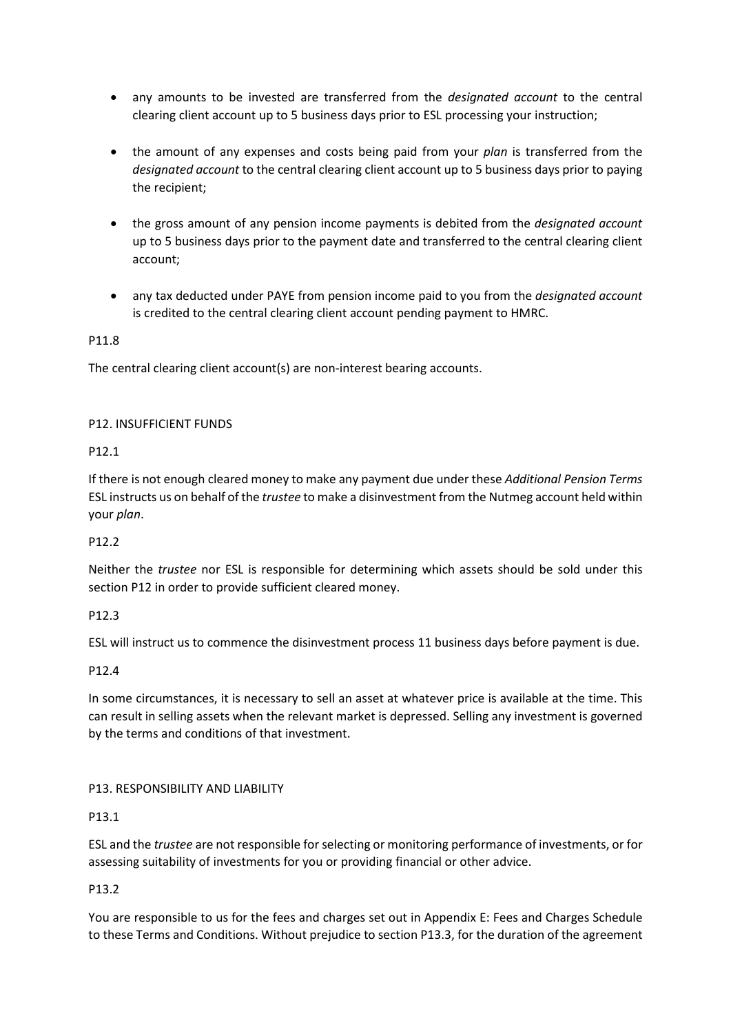- any amounts to be invested are transferred from the *designated account* to the central clearing client account up to 5 business days prior to ESL processing your instruction;
- the amount of any expenses and costs being paid from your *plan* is transferred from the *designated account* to the central clearing client account up to 5 business days prior to paying the recipient;
- the gross amount of any pension income payments is debited from the *designated account* up to 5 business days prior to the payment date and transferred to the central clearing client account;
- any tax deducted under PAYE from pension income paid to you from the *designated account* is credited to the central clearing client account pending payment to HMRC.

P11.8

The central clearing client account(s) are non-interest bearing accounts.

## P12. INSUFFICIENT FUNDS

P12.1

If there is not enough cleared money to make any payment due under these *Additional Pension Terms* ESL instructs us on behalf of the *trustee* to make a disinvestment from the Nutmeg account held within your *plan*.

P12.2

Neither the *trustee* nor ESL is responsible for determining which assets should be sold under this section P12 in order to provide sufficient cleared money.

P12.3

ESL will instruct us to commence the disinvestment process 11 business days before payment is due.

P12.4

In some circumstances, it is necessary to sell an asset at whatever price is available at the time. This can result in selling assets when the relevant market is depressed. Selling any investment is governed by the terms and conditions of that investment.

## P13. RESPONSIBILITY AND LIABILITY

P13.1

ESL and the *trustee* are not responsible for selecting or monitoring performance of investments, or for assessing suitability of investments for you or providing financial or other advice.

P13.2

You are responsible to us for the fees and charges set out in Appendix E: Fees and Charges Schedule to these Terms and Conditions. Without prejudice to section P13.3, for the duration of the agreement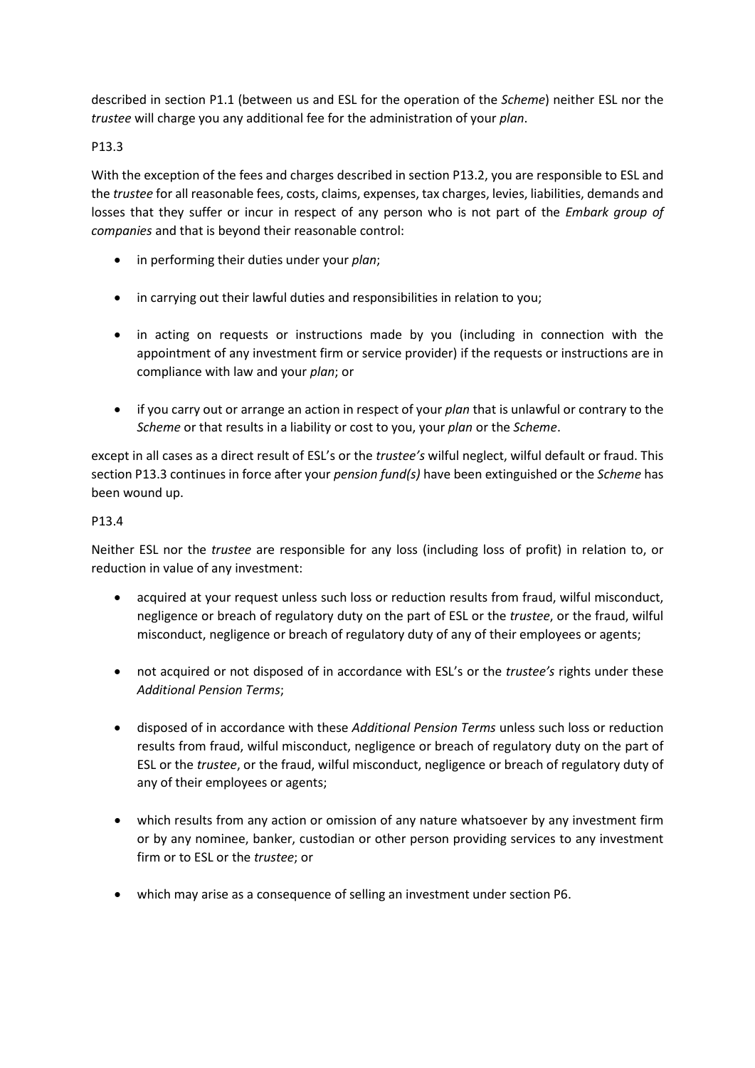described in section P1.1 (between us and ESL for the operation of the *Scheme*) neither ESL nor the *trustee* will charge you any additional fee for the administration of your *plan*.

P13.3

With the exception of the fees and charges described in section P13.2, you are responsible to ESL and the *trustee* for all reasonable fees, costs, claims, expenses, tax charges, levies, liabilities, demands and losses that they suffer or incur in respect of any person who is not part of the *Embark group of companies* and that is beyond their reasonable control:

- in performing their duties under your *plan*;
- in carrying out their lawful duties and responsibilities in relation to you;
- in acting on requests or instructions made by you (including in connection with the appointment of any investment firm or service provider) if the requests or instructions are in compliance with law and your *plan*; or
- if you carry out or arrange an action in respect of your *plan* that is unlawful or contrary to the *Scheme* or that results in a liability or cost to you, your *plan* or the *Scheme*.

except in all cases as a direct result of ESL's or the *trustee's* wilful neglect, wilful default or fraud. This section P13.3 continues in force after your *pension fund(s)* have been extinguished or the *Scheme* has been wound up.

P13.4

Neither ESL nor the *trustee* are responsible for any loss (including loss of profit) in relation to, or reduction in value of any investment:

- acquired at your request unless such loss or reduction results from fraud, wilful misconduct, negligence or breach of regulatory duty on the part of ESL or the *trustee*, or the fraud, wilful misconduct, negligence or breach of regulatory duty of any of their employees or agents;
- not acquired or not disposed of in accordance with ESL's or the *trustee's* rights under these *Additional Pension Terms*;
- disposed of in accordance with these *Additional Pension Terms* unless such loss or reduction results from fraud, wilful misconduct, negligence or breach of regulatory duty on the part of ESL or the *trustee*, or the fraud, wilful misconduct, negligence or breach of regulatory duty of any of their employees or agents;
- which results from any action or omission of any nature whatsoever by any investment firm or by any nominee, banker, custodian or other person providing services to any investment firm or to ESL or the *trustee*; or
- which may arise as a consequence of selling an investment under section P6.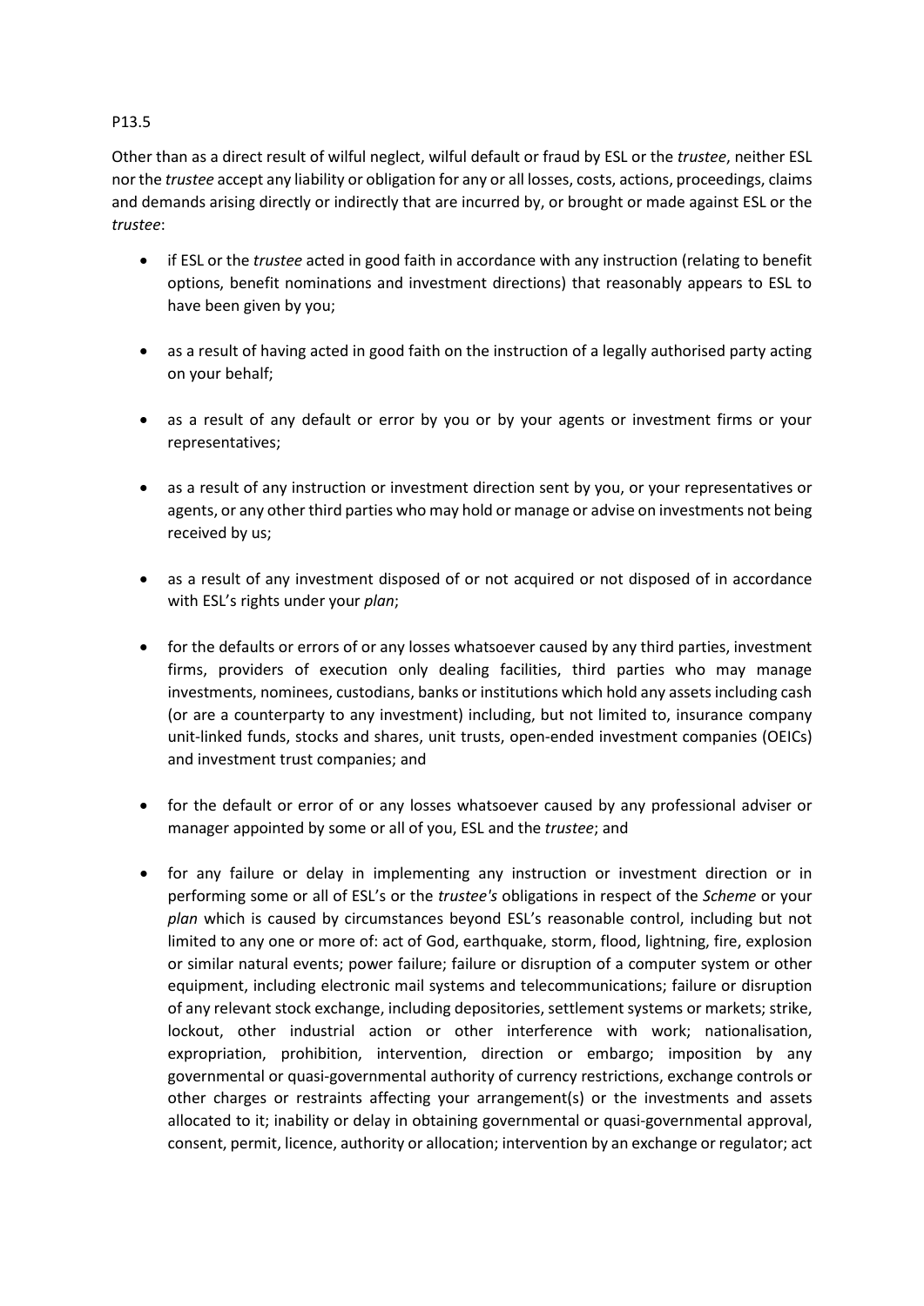P13.5

Other than as a direct result of wilful neglect, wilful default or fraud by ESL or the *trustee*, neither ESL nor the *trustee* accept any liability or obligation for any or all losses, costs, actions, proceedings, claims and demands arising directly or indirectly that are incurred by, or brought or made against ESL or the *trustee*:

- if ESL or the *trustee* acted in good faith in accordance with any instruction (relating to benefit options, benefit nominations and investment directions) that reasonably appears to ESL to have been given by you;
- as a result of having acted in good faith on the instruction of a legally authorised party acting on your behalf;
- as a result of any default or error by you or by your agents or investment firms or your representatives;
- as a result of any instruction or investment direction sent by you, or your representatives or agents, or any other third parties who may hold or manage or advise on investments not being received by us;
- as a result of any investment disposed of or not acquired or not disposed of in accordance with ESL's rights under your *plan*;
- for the defaults or errors of or any losses whatsoever caused by any third parties, investment firms, providers of execution only dealing facilities, third parties who may manage investments, nominees, custodians, banks or institutions which hold any assets including cash (or are a counterparty to any investment) including, but not limited to, insurance company unit-linked funds, stocks and shares, unit trusts, open-ended investment companies (OEICs) and investment trust companies; and
- for the default or error of or any losses whatsoever caused by any professional adviser or manager appointed by some or all of you, ESL and the *trustee*; and
- for any failure or delay in implementing any instruction or investment direction or in performing some or all of ESL's or the *trustee's* obligations in respect of the *Scheme* or your *plan* which is caused by circumstances beyond ESL's reasonable control, including but not limited to any one or more of: act of God, earthquake, storm, flood, lightning, fire, explosion or similar natural events; power failure; failure or disruption of a computer system or other equipment, including electronic mail systems and telecommunications; failure or disruption of any relevant stock exchange, including depositories, settlement systems or markets; strike, lockout, other industrial action or other interference with work; nationalisation, expropriation, prohibition, intervention, direction or embargo; imposition by any governmental or quasi-governmental authority of currency restrictions, exchange controls or other charges or restraints affecting your arrangement(s) or the investments and assets allocated to it; inability or delay in obtaining governmental or quasi-governmental approval, consent, permit, licence, authority or allocation; intervention by an exchange or regulator; act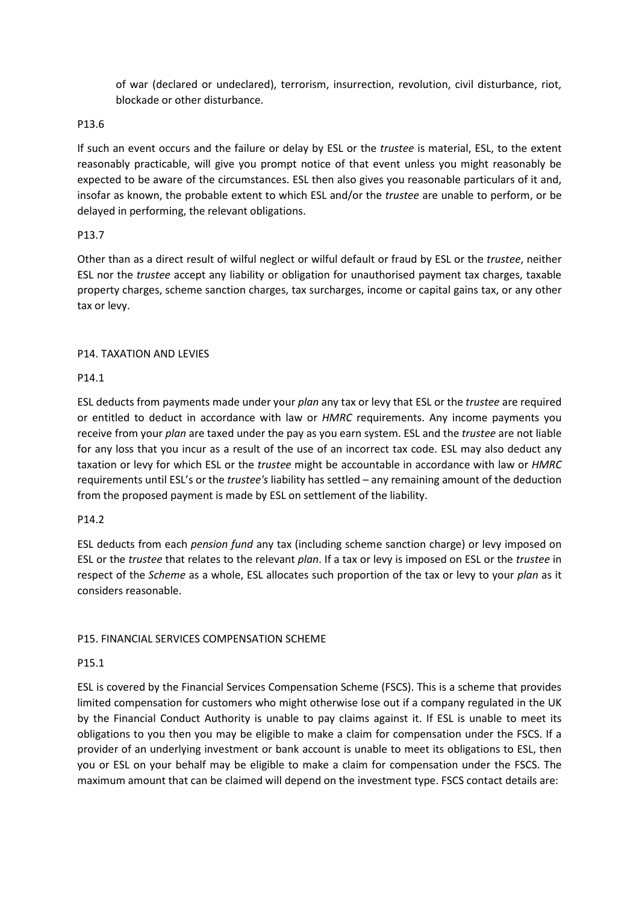of war (declared or undeclared), terrorism, insurrection, revolution, civil disturbance, riot, blockade or other disturbance.

P13.6

If such an event occurs and the failure or delay by ESL or the *trustee* is material, ESL, to the extent reasonably practicable, will give you prompt notice of that event unless you might reasonably be expected to be aware of the circumstances. ESL then also gives you reasonable particulars of it and, insofar as known, the probable extent to which ESL and/or the *trustee* are unable to perform, or be delayed in performing, the relevant obligations.

P13.7

Other than as a direct result of wilful neglect or wilful default or fraud by ESL or the *trustee*, neither ESL nor the *trustee* accept any liability or obligation for unauthorised payment tax charges, taxable property charges, scheme sanction charges, tax surcharges, income or capital gains tax, or any other tax or levy.

## P14. TAXATION AND LEVIES

P14.1

ESL deducts from payments made under your *plan* any tax or levy that ESL or the *trustee* are required or entitled to deduct in accordance with law or *HMRC* requirements. Any income payments you receive from your *plan* are taxed under the pay as you earn system. ESL and the *trustee* are not liable for any loss that you incur as a result of the use of an incorrect tax code. ESL may also deduct any taxation or levy for which ESL or the *trustee* might be accountable in accordance with law or *HMRC* requirements until ESL's or the *trustee's* liability has settled – any remaining amount of the deduction from the proposed payment is made by ESL on settlement of the liability.

P14.2

ESL deducts from each *pension fund* any tax (including scheme sanction charge) or levy imposed on ESL or the *trustee* that relates to the relevant *plan*. If a tax or levy is imposed on ESL or the *trustee* in respect of the *Scheme* as a whole, ESL allocates such proportion of the tax or levy to your *plan* as it considers reasonable.

## P15. FINANCIAL SERVICES COMPENSATION SCHEME

P15.1

ESL is covered by the Financial Services Compensation Scheme (FSCS). This is a scheme that provides limited compensation for customers who might otherwise lose out if a company regulated in the UK by the Financial Conduct Authority is unable to pay claims against it. If ESL is unable to meet its obligations to you then you may be eligible to make a claim for compensation under the FSCS. If a provider of an underlying investment or bank account is unable to meet its obligations to ESL, then you or ESL on your behalf may be eligible to make a claim for compensation under the FSCS. The maximum amount that can be claimed will depend on the investment type. FSCS contact details are: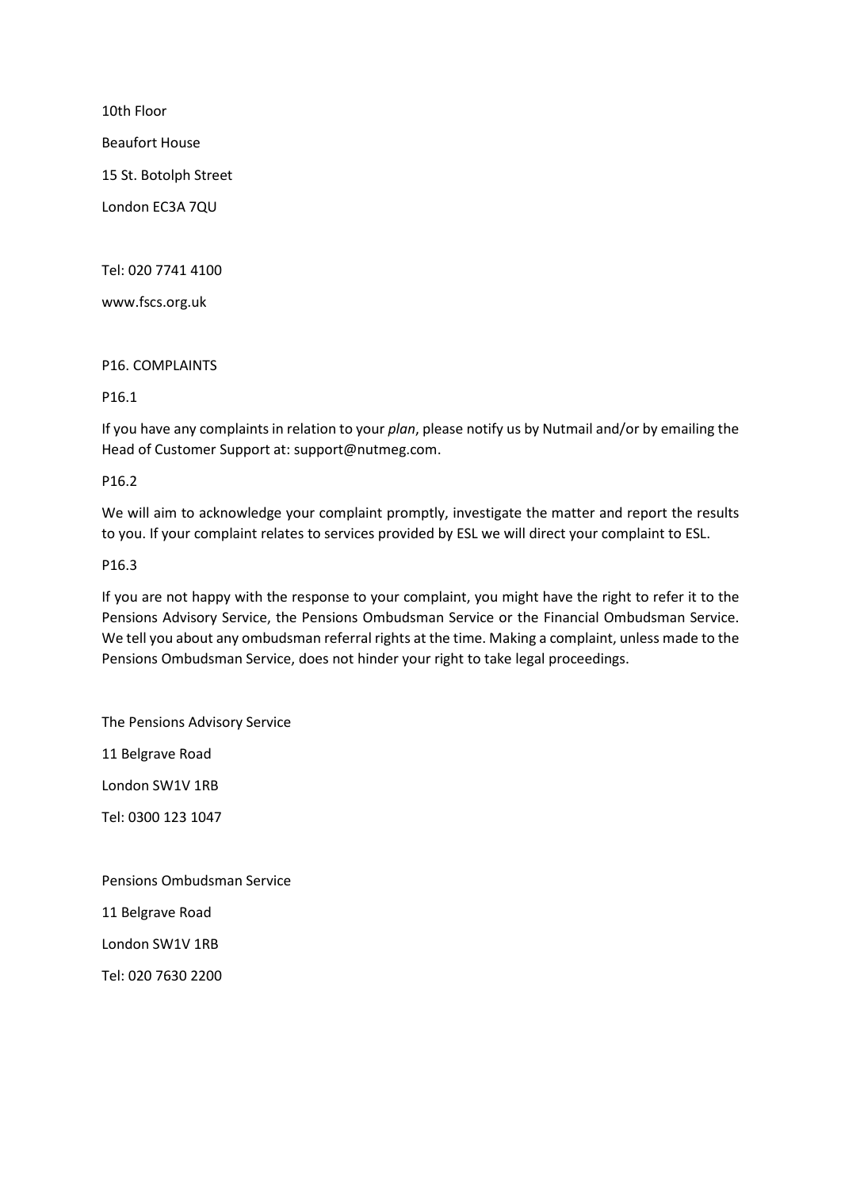10th Floor

Beaufort House

15 St. Botolph Street

London EC3A 7QU

Tel: 020 7741 4100

www.fscs.org.uk

## P16. COMPLAINTS

P16.1

If you have any complaints in relation to your *plan*, please notify us by Nutmail and/or by emailing the Head of Customer Support at: support@nutmeg.com.

P16.2

We will aim to acknowledge your complaint promptly, investigate the matter and report the results to you. If your complaint relates to services provided by ESL we will direct your complaint to ESL.

P16.3

If you are not happy with the response to your complaint, you might have the right to refer it to the Pensions Advisory Service, the Pensions Ombudsman Service or the Financial Ombudsman Service. We tell you about any ombudsman referral rights at the time. Making a complaint, unless made to the Pensions Ombudsman Service, does not hinder your right to take legal proceedings.

The Pensions Advisory Service

11 Belgrave Road

London SW1V 1RB

Tel: 0300 123 1047

Pensions Ombudsman Service

11 Belgrave Road

London SW1V 1RB

Tel: 020 7630 2200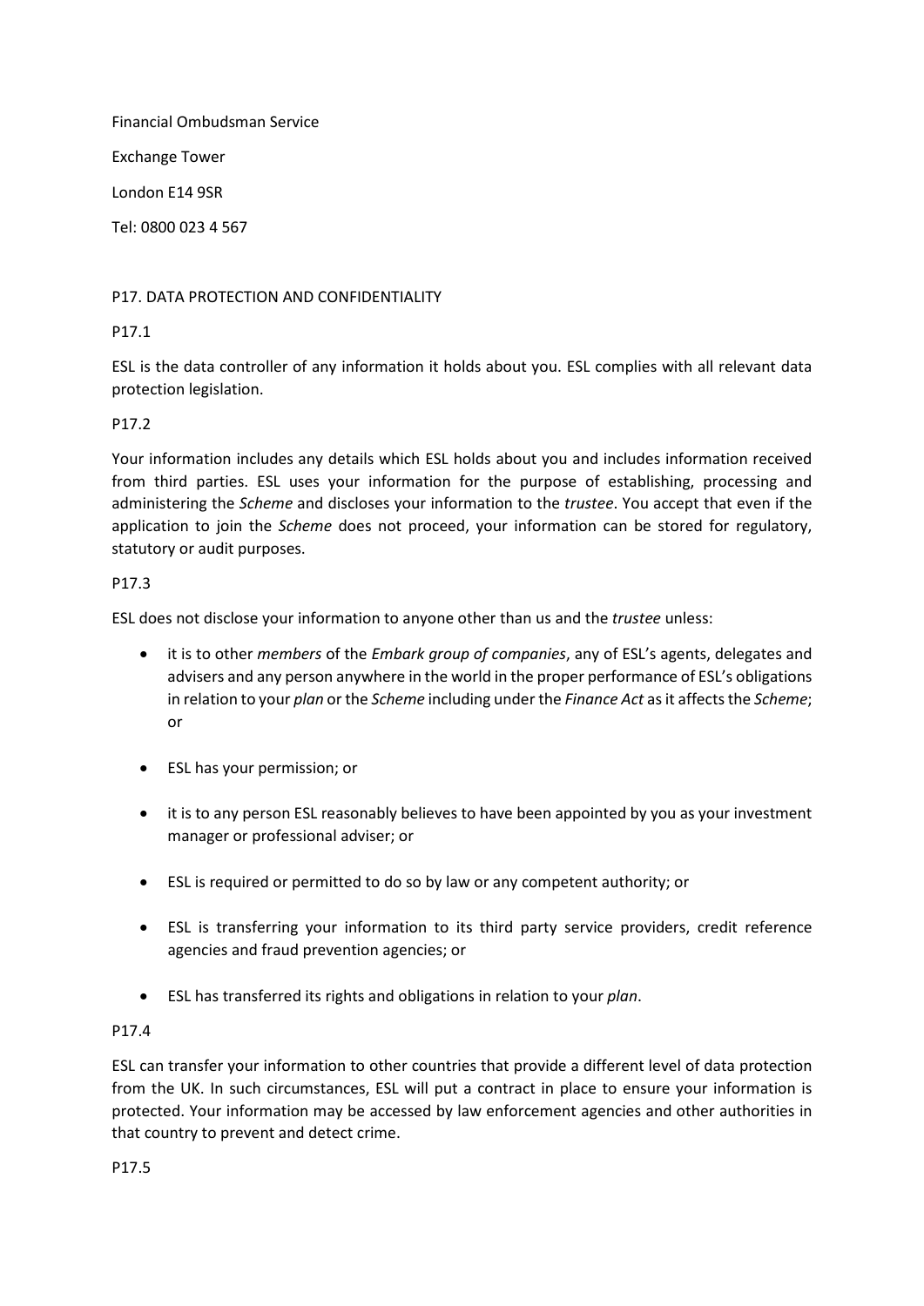Financial Ombudsman Service

Exchange Tower

London E14 9SR

Tel: 0800 023 4 567

## P17. DATA PROTECTION AND CONFIDENTIALITY

P17.1

ESL is the data controller of any information it holds about you. ESL complies with all relevant data protection legislation.

P17.2

Your information includes any details which ESL holds about you and includes information received from third parties. ESL uses your information for the purpose of establishing, processing and administering the *Scheme* and discloses your information to the *trustee*. You accept that even if the application to join the *Scheme* does not proceed, your information can be stored for regulatory, statutory or audit purposes.

P17.3

ESL does not disclose your information to anyone other than us and the *trustee* unless:

- it is to other *members* of the *Embark group of companies*, any of ESL's agents, delegates and advisers and any person anywhere in the world in the proper performance of ESL's obligations in relation to your *plan* or the *Scheme* including under the *Finance Act* as it affects the *Scheme*; or
- ESL has your permission; or
- it is to any person ESL reasonably believes to have been appointed by you as your investment manager or professional adviser; or
- ESL is required or permitted to do so by law or any competent authority; or
- ESL is transferring your information to its third party service providers, credit reference agencies and fraud prevention agencies; or
- ESL has transferred its rights and obligations in relation to your *plan*.

P17.4

ESL can transfer your information to other countries that provide a different level of data protection from the UK. In such circumstances, ESL will put a contract in place to ensure your information is protected. Your information may be accessed by law enforcement agencies and other authorities in that country to prevent and detect crime.

P17.5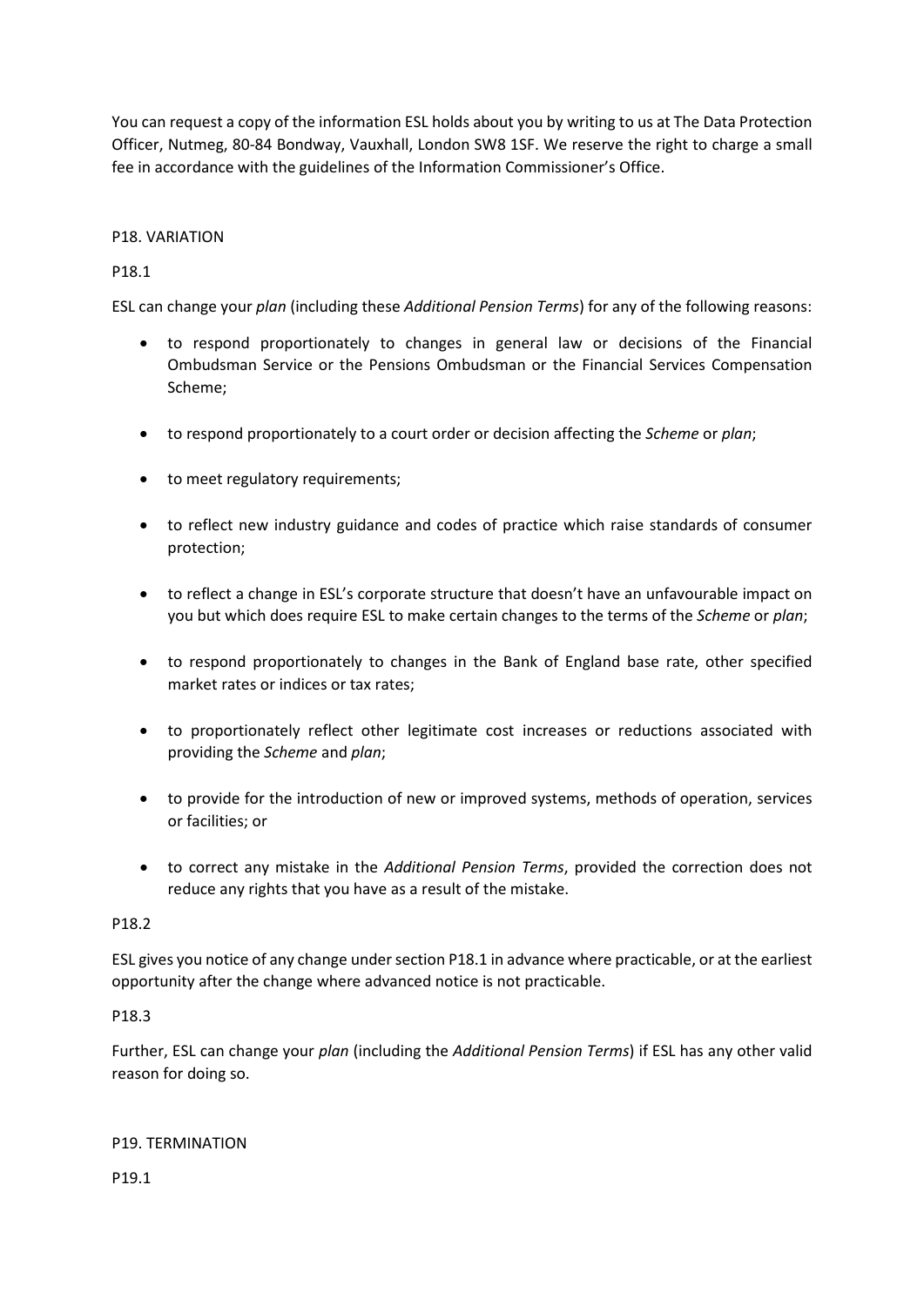You can request a copy of the information ESL holds about you by writing to us at The Data Protection Officer, Nutmeg, 80-84 Bondway, Vauxhall, London SW8 1SF. We reserve the right to charge a small fee in accordance with the guidelines of the Information Commissioner's Office.

## P18. VARIATION

P18.1

ESL can change your *plan* (including these *Additional Pension Terms*) for any of the following reasons:

- to respond proportionately to changes in general law or decisions of the Financial Ombudsman Service or the Pensions Ombudsman or the Financial Services Compensation Scheme;
- to respond proportionately to a court order or decision affecting the *Scheme* or *plan*;
- to meet regulatory requirements;
- to reflect new industry guidance and codes of practice which raise standards of consumer protection;
- to reflect a change in ESL's corporate structure that doesn't have an unfavourable impact on you but which does require ESL to make certain changes to the terms of the *Scheme* or *plan*;
- to respond proportionately to changes in the Bank of England base rate, other specified market rates or indices or tax rates;
- to proportionately reflect other legitimate cost increases or reductions associated with providing the *Scheme* and *plan*;
- to provide for the introduction of new or improved systems, methods of operation, services or facilities; or
- to correct any mistake in the *Additional Pension Terms*, provided the correction does not reduce any rights that you have as a result of the mistake.

P18.2

ESL gives you notice of any change under section P18.1 in advance where practicable, or at the earliest opportunity after the change where advanced notice is not practicable.

P18.3

Further, ESL can change your *plan* (including the *Additional Pension Terms*) if ESL has any other valid reason for doing so.

## P19. TERMINATION

P19.1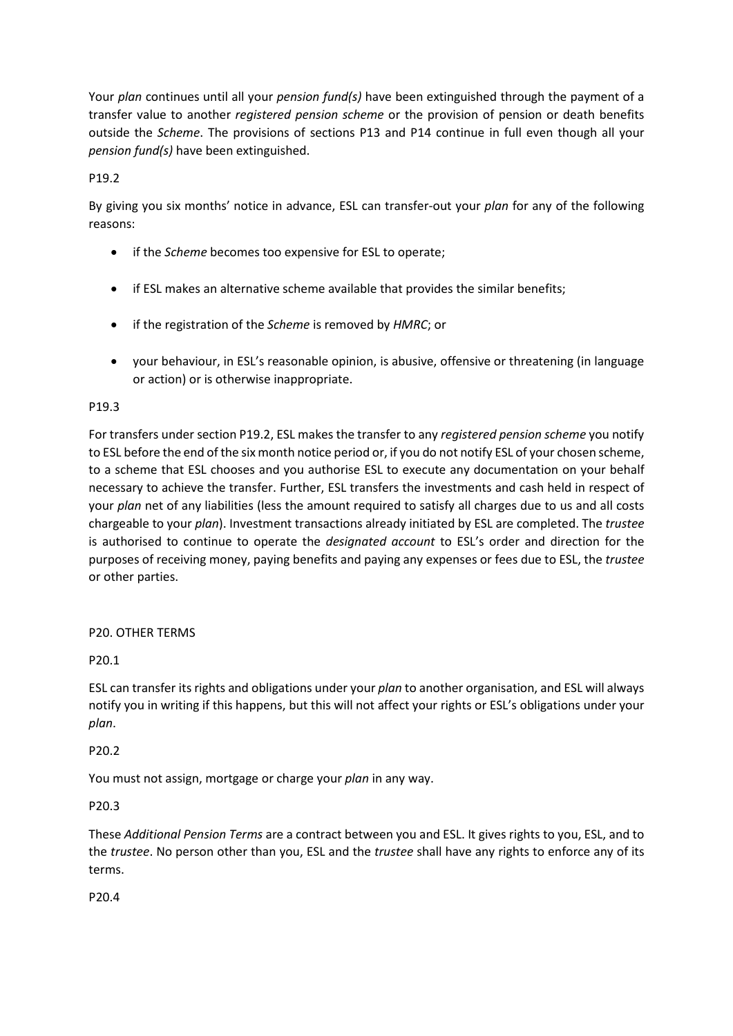Your *plan* continues until all your *pension fund(s)* have been extinguished through the payment of a transfer value to another *registered pension scheme* or the provision of pension or death benefits outside the *Scheme*. The provisions of sections P13 and P14 continue in full even though all your *pension fund(s)* have been extinguished.

P19.2

By giving you six months' notice in advance, ESL can transfer-out your *plan* for any of the following reasons:

- if the *Scheme* becomes too expensive for ESL to operate;
- if ESL makes an alternative scheme available that provides the similar benefits;
- if the registration of the *Scheme* is removed by *HMRC*; or
- your behaviour, in ESL's reasonable opinion, is abusive, offensive or threatening (in language or action) or is otherwise inappropriate.

P19.3

For transfers under section P19.2, ESL makes the transfer to any *registered pension scheme* you notify to ESL before the end of the six month notice period or, if you do not notify ESL of your chosen scheme, to a scheme that ESL chooses and you authorise ESL to execute any documentation on your behalf necessary to achieve the transfer. Further, ESL transfers the investments and cash held in respect of your *plan* net of any liabilities (less the amount required to satisfy all charges due to us and all costs chargeable to your *plan*). Investment transactions already initiated by ESL are completed. The *trustee* is authorised to continue to operate the *designated account* to ESL's order and direction for the purposes of receiving money, paying benefits and paying any expenses or fees due to ESL, the *trustee* or other parties.

P20. OTHER TERMS

P20.1

ESL can transfer its rights and obligations under your *plan* to another organisation, and ESL will always notify you in writing if this happens, but this will not affect your rights or ESL's obligations under your *plan*.

P20.2

You must not assign, mortgage or charge your *plan* in any way.

P20.3

These *Additional Pension Terms* are a contract between you and ESL. It gives rights to you, ESL, and to the *trustee*. No person other than you, ESL and the *trustee* shall have any rights to enforce any of its terms.

P20.4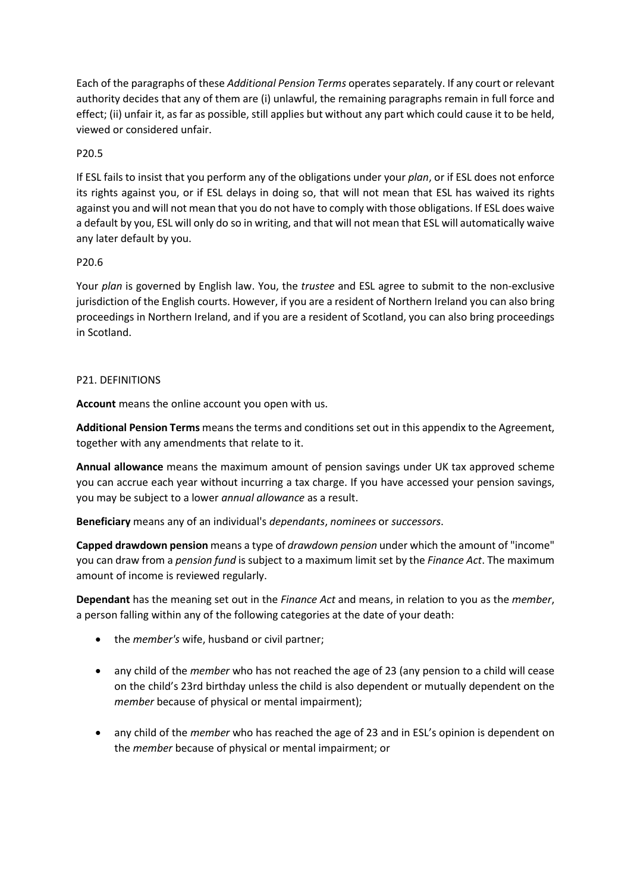Each of the paragraphs of these *Additional Pension Terms* operates separately. If any court or relevant authority decides that any of them are (i) unlawful, the remaining paragraphs remain in full force and effect; (ii) unfair it, as far as possible, still applies but without any part which could cause it to be held, viewed or considered unfair.

P20.5

If ESL fails to insist that you perform any of the obligations under your *plan*, or if ESL does not enforce its rights against you, or if ESL delays in doing so, that will not mean that ESL has waived its rights against you and will not mean that you do not have to comply with those obligations. If ESL does waive a default by you, ESL will only do so in writing, and that will not mean that ESL will automatically waive any later default by you.

P20.6

Your *plan* is governed by English law. You, the *trustee* and ESL agree to submit to the non-exclusive jurisdiction of the English courts. However, if you are a resident of Northern Ireland you can also bring proceedings in Northern Ireland, and if you are a resident of Scotland, you can also bring proceedings in Scotland.

P21. DEFINITIONS

**Account** means the online account you open with us.

**Additional Pension Terms** means the terms and conditions set out in this appendix to the Agreement, together with any amendments that relate to it.

**Annual allowance** means the maximum amount of pension savings under UK tax approved scheme you can accrue each year without incurring a tax charge. If you have accessed your pension savings, you may be subject to a lower *annual allowance* as a result.

**Beneficiary** means any of an individual's *dependants*, *nominees* or *successors*.

**Capped drawdown pension** means a type of *drawdown pension* under which the amount of "income" you can draw from a *pension fund* is subject to a maximum limit set by the *Finance Act*. The maximum amount of income is reviewed regularly.

**Dependant** has the meaning set out in the *Finance Act* and means, in relation to you as the *member*, a person falling within any of the following categories at the date of your death:

- the *member's* wife, husband or civil partner;
- any child of the *member* who has not reached the age of 23 (any pension to a child will cease on the child's 23rd birthday unless the child is also dependent or mutually dependent on the *member* because of physical or mental impairment);
- any child of the *member* who has reached the age of 23 and in ESL's opinion is dependent on the *member* because of physical or mental impairment; or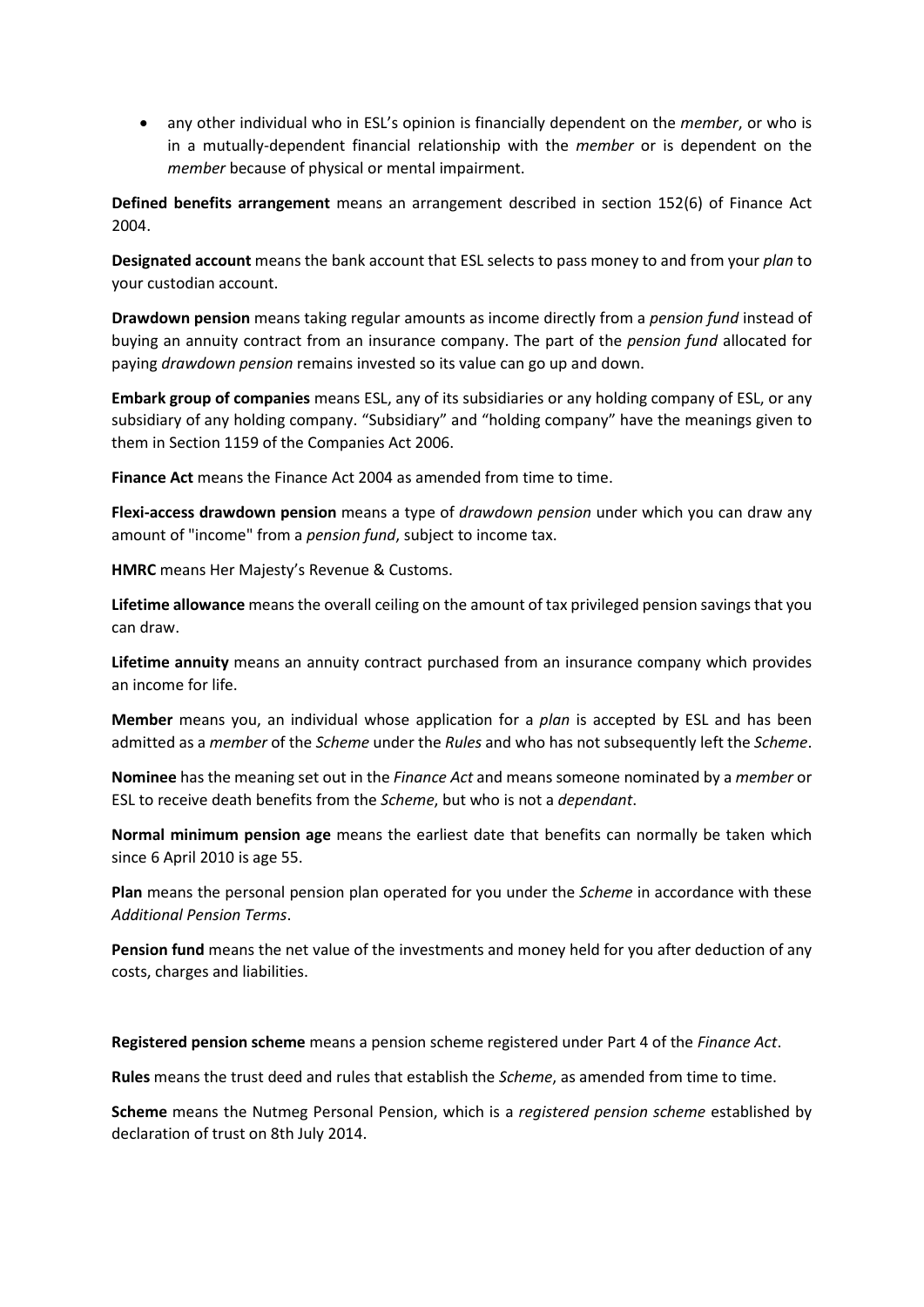- any other individual who in ESL's opinion is financially dependent on the *member*, or who is in a mutually-dependent financial relationship with the *member* or is dependent on the *member* because of physical or mental impairment.

**Defined benefits arrangement** means an arrangement described in section 152(6) of Finance Act 2004.

**Designated account** means the bank account that ESL selects to pass money to and from your *plan* to your custodian account.

**Drawdown pension** means taking regular amounts as income directly from a *pension fund* instead of buying an annuity contract from an insurance company. The part of the *pension fund* allocated for paying *drawdown pension* remains invested so its value can go up and down.

**Embark group of companies** means ESL, any of its subsidiaries or any holding company of ESL, or any subsidiary of any holding company. "Subsidiary" and "holding company" have the meanings given to them in Section 1159 of the Companies Act 2006.

**Finance Act** means the Finance Act 2004 as amended from time to time.

**Flexi-access drawdown pension** means a type of *drawdown pension* under which you can draw any amount of "income" from a *pension fund*, subject to income tax.

**HMRC** means Her Majesty's Revenue & Customs.

**Lifetime allowance** means the overall ceiling on the amount of tax privileged pension savings that you can draw.

**Lifetime annuity** means an annuity contract purchased from an insurance company which provides an income for life.

**Member** means you, an individual whose application for a *plan* is accepted by ESL and has been admitted as a *member* of the *Scheme* under the *Rules* and who has not subsequently left the *Scheme*.

**Nominee** has the meaning set out in the *Finance Act* and means someone nominated by a *member* or ESL to receive death benefits from the *Scheme*, but who is not a *dependant*.

**Normal minimum pension age** means the earliest date that benefits can normally be taken which since 6 April 2010 is age 55.

**Plan** means the personal pension plan operated for you under the *Scheme* in accordance with these *Additional Pension Terms*.

**Pension fund** means the net value of the investments and money held for you after deduction of any costs, charges and liabilities.

**Registered pension scheme** means a pension scheme registered under Part 4 of the *Finance Act*.

**Rules** means the trust deed and rules that establish the *Scheme*, as amended from time to time.

**Scheme** means the Nutmeg Personal Pension, which is a *registered pension scheme* established by declaration of trust on 8th July 2014.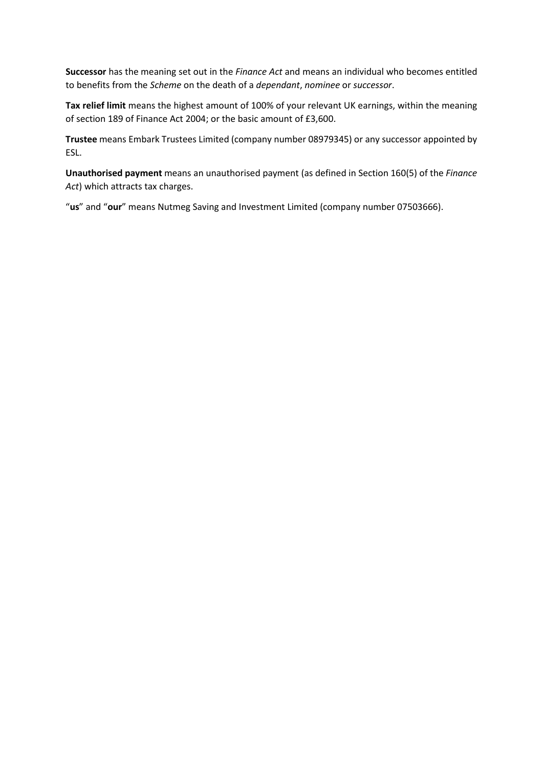**Successor** has the meaning set out in the *Finance Act* and means an individual who becomes entitled to benefits from the *Scheme* on the death of a *dependant*, *nominee* or *successor*.

**Tax relief limit** means the highest amount of 100% of your relevant UK earnings, within the meaning of section 189 of Finance Act 2004; or the basic amount of £3,600.

**Trustee** means Embark Trustees Limited (company number 08979345) or any successor appointed by ESL.

**Unauthorised payment** means an unauthorised payment (as defined in Section 160(5) of the *Finance Act*) which attracts tax charges.

"**us**" and "**our**" means Nutmeg Saving and Investment Limited (company number 07503666).